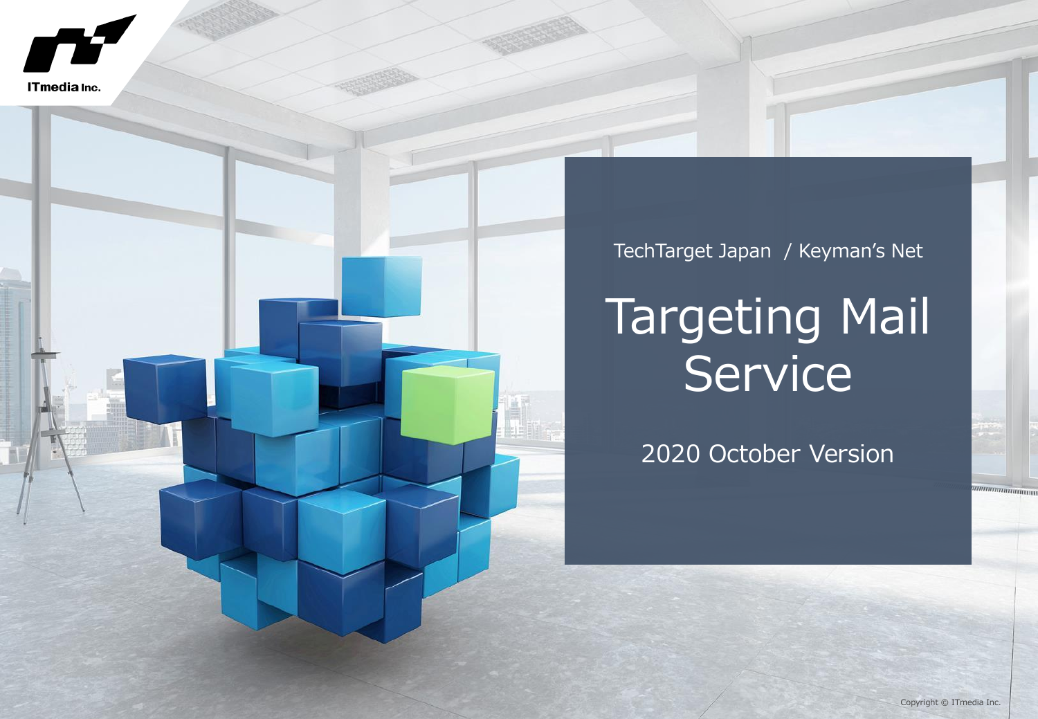ITmedia Inc.

TechTarget Japan / Keyman's Net

# Targeting Mail Service

2020 October Version

Copyright © ITmedia Inc.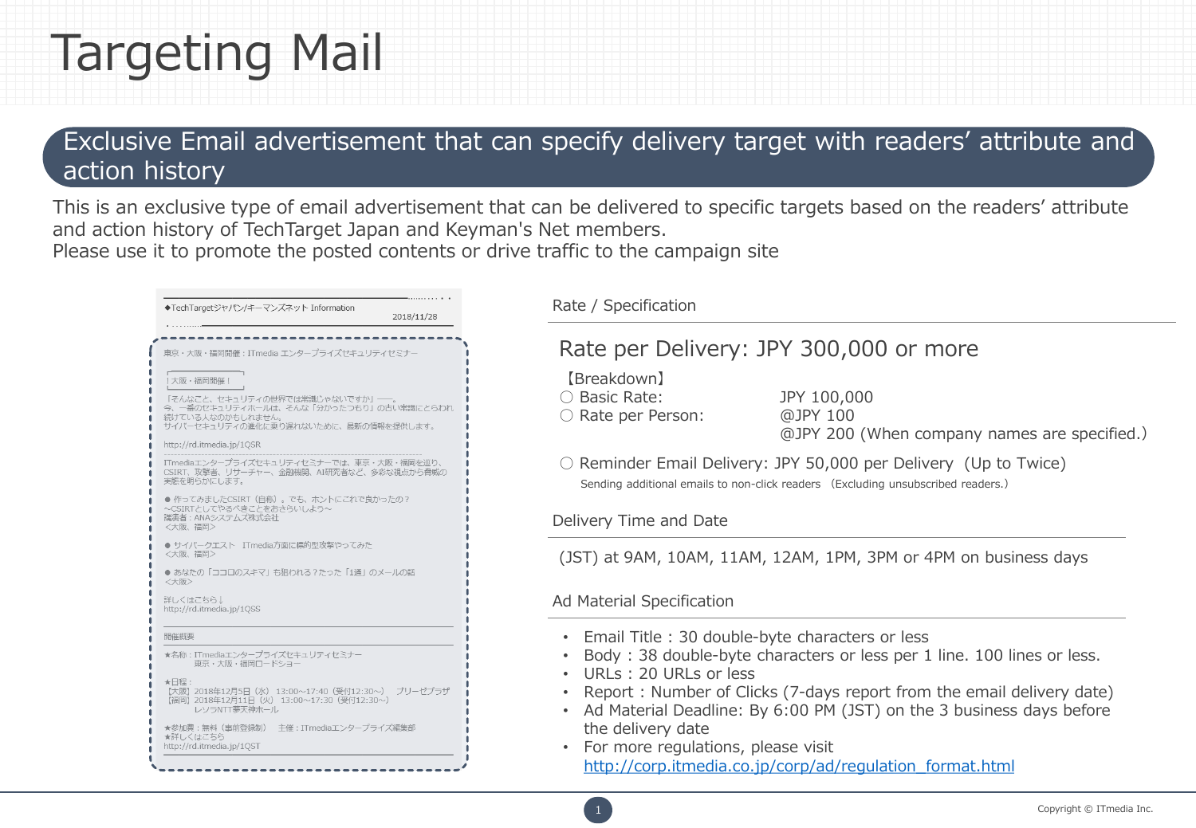# Targeting Mail

## Exclusive Email advertisement that can specify delivery target with readers' attribute and action history

This is an exclusive type of email advertisement that can be delivered to specific targets based on the readers' attribute and action history of TechTarget Japan and Keyman's Net members.
Please use it to promote the posted contents or drive traffic to the campaign site

◆TechTargetジャパン/キーマンズネット Information
2018/11/28

東京・大阪・福岡開催：ITmedia エンタープライズセキュリティセミナー

｜大阪・福岡開催！

「そんなこと、セキュリティの世界では常識じゃないですか」――。
今、一番のセキュリティホールは、そんな「分かったつもり」の古い常識にとらわれ続けている人なのかもしれません。
サイバーセキュリティの進化に乗り遅れないために、最新の情報を提供します。

http://rd.itmedia.jp/1QSR

ITmediaエンタープライズセキュリティセミナーでは、東京・大阪・福岡を巡り、CSIRT、攻撃者、リサーチャー、金融機関、AI研究者など、多彩な視点から脅威の実態を明らかにします。

● 作ってみましたCSIRT（自称）。でも、ホントにこれで良かったの？
～CSIRTとしてやるべきことをおさらいしよう～
講演者：ANAシステムズ株式会社
＜大阪、福岡＞

● サイバークエスト　ITmedia方面に標的型攻撃やってみた
＜大阪、福岡＞

● あなたの「ココロのスキマ」も狙われる？たった「1通」のメールの話
＜大阪＞

詳しくはこちら↓
http://rd.itmedia.jp/1QSS

開催概要

★名称：ITmediaエンタープライズセキュリティセミナー
東京・大阪・福岡ロードショー

★日程：
[大阪] 2018年12月5日（水） 13:00～17:40（受付12:30～） ブリーゼプラザ
[福岡] 2018年12月11日（火） 13:00～17:30（受付12:30～）
レソラNTT夢天神ホール

★参加費：無料（事前登録制） 主催：ITmediaエンタープライズ編集部
★詳しくはこちら
http://rd.itmedia.jp/1QST

### Rate / Specification

**Rate per Delivery: JPY 300,000 or more**

【Breakdown】
○ Basic Rate: JPY 100,000
○ Rate per Person: @JPY 100
@JPY 200 (When company names are specified.)

○ Reminder Email Delivery: JPY 50,000 per Delivery (Up to Twice)
Sending additional emails to non-click readers (Excluding unsubscribed readers.)

### Delivery Time and Date

(JST) at 9AM, 10AM, 11AM, 12AM, 1PM, 3PM or 4PM on business days

### Ad Material Specification

- Email Title : 30 double-byte characters or less
- Body : 38 double-byte characters or less per 1 line. 100 lines or less.
- URLs : 20 URLs or less
- Report : Number of Clicks (7-days report from the email delivery date)
- Ad Material Deadline: By 6:00 PM (JST) on the 3 business days before the delivery date
- For more regulations, please visit http://corp.itmedia.co.jp/corp/ad/regulation_format.html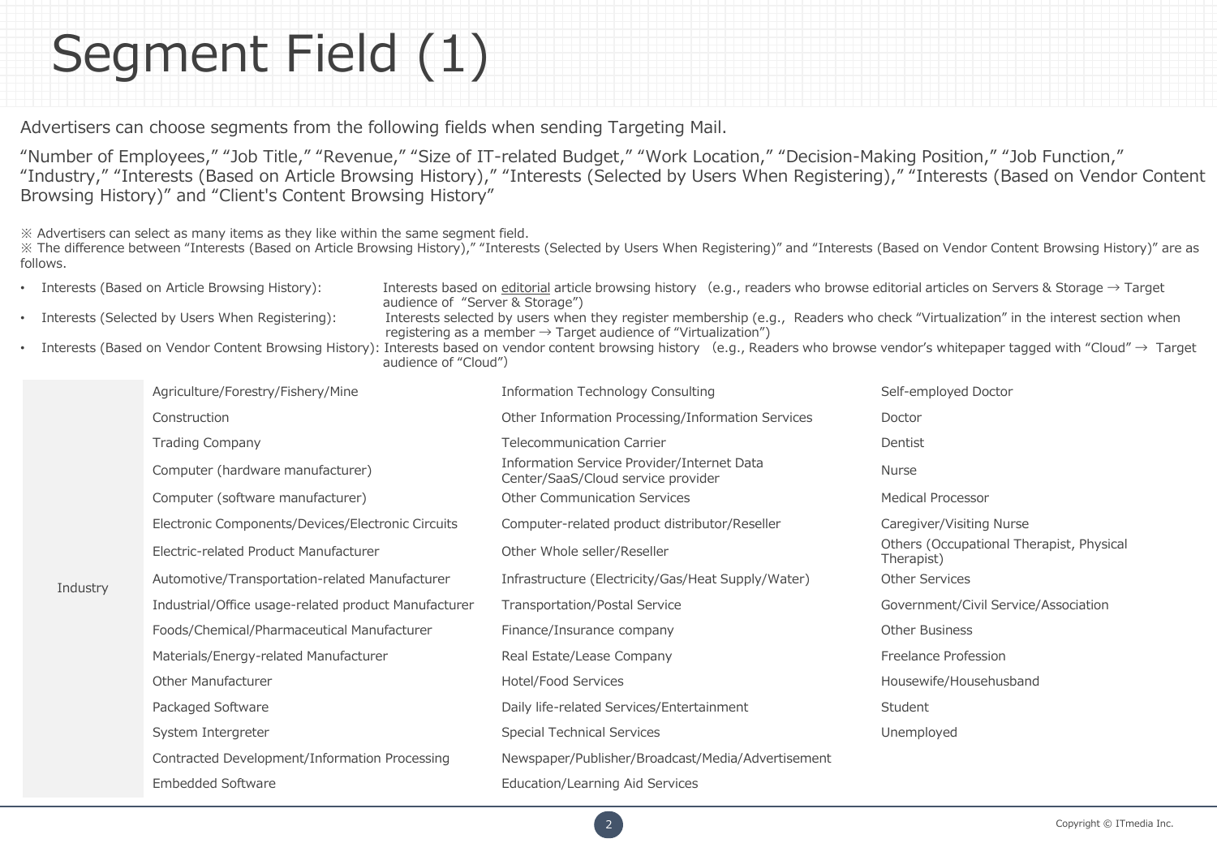# Segment Field (1)

Advertisers can choose segments from the following fields when sending Targeting Mail.

“Number of Employees,” “Job Title,” “Revenue,” “Size of IT-related Budget,” “Work Location,” “Decision-Making Position,” “Job Function,” “Industry,” “Interests (Based on Article Browsing History),” “Interests (Selected by Users When Registering),” “Interests (Based on Vendor Content Browsing History)” and “Client's Content Browsing History”

※ Advertisers can select as many items as they like within the same segment field.
※ The difference between “Interests (Based on Article Browsing History),” “Interests (Selected by Users When Registering)” and “Interests (Based on Vendor Content Browsing History)” are as follows.

- Interests (Based on Article Browsing History): Interests based on editorial article browsing history (e.g., readers who browse editorial articles on Servers & Storage → Target audience of “Server & Storage”)
- Interests (Selected by Users When Registering): Interests selected by users when they register membership (e.g., Readers who check “Virtualization” in the interest section when registering as a member → Target audience of “Virtualization”)
- Interests (Based on Vendor Content Browsing History): Interests based on vendor content browsing history (e.g., Readers who browse vendor’s whitepaper tagged with “Cloud” → Target audience of “Cloud”)

| Industry | | | |
|---|---|---|---|
| | Agriculture/Forestry/Fishery/Mine | Information Technology Consulting | Self-employed Doctor |
| | Construction | Other Information Processing/Information Services | Doctor |
| | Trading Company | Telecommunication Carrier | Dentist |
| | Computer (hardware manufacturer) | Information Service Provider/Internet Data Center/SaaS/Cloud service provider | Nurse |
| | Computer (software manufacturer) | Other Communication Services | Medical Processor |
| | Electronic Components/Devices/Electronic Circuits | Computer-related product distributor/Reseller | Caregiver/Visiting Nurse |
| | Electric-related Product Manufacturer | Other Whole seller/Reseller | Others (Occupational Therapist, Physical Therapist) |
| | Automotive/Transportation-related Manufacturer | Infrastructure (Electricity/Gas/Heat Supply/Water) | Other Services |
| | Industrial/Office usage-related product Manufacturer | Transportation/Postal Service | Government/Civil Service/Association |
| | Foods/Chemical/Pharmaceutical Manufacturer | Finance/Insurance company | Other Business |
| | Materials/Energy-related Manufacturer | Real Estate/Lease Company | Freelance Profession |
| | Other Manufacturer | Hotel/Food Services | Housewife/Househusband |
| | Packaged Software | Daily life-related Services/Entertainment | Student |
| | System Intergreter | Special Technical Services | Unemployed |
| | Contracted Development/Information Processing | Newspaper/Publisher/Broadcast/Media/Advertisement | |
| | Embedded Software | Education/Learning Aid Services | |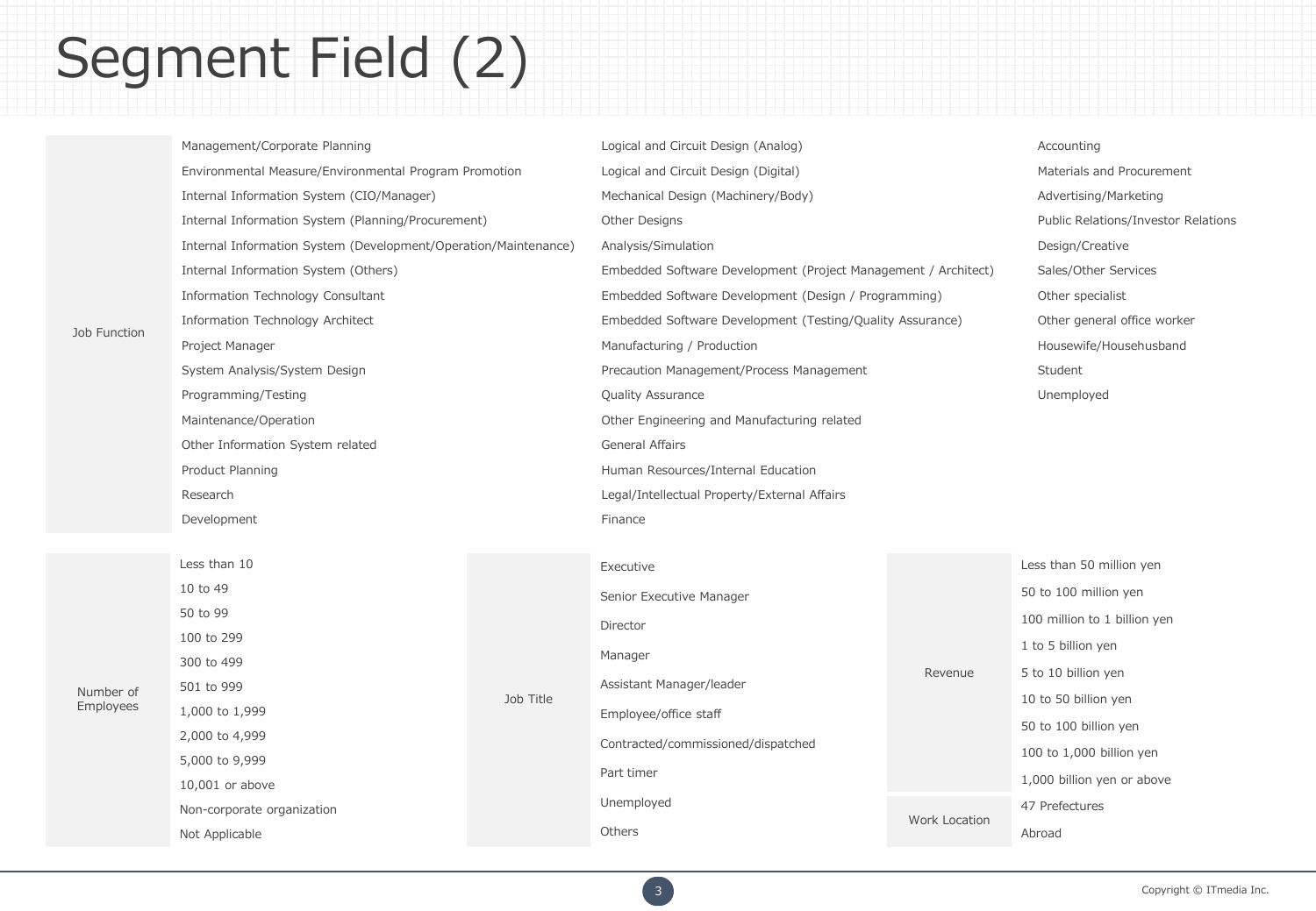# Segment Field (2)

| Job Function | | | |
|---|---|---|---|
| | Management/Corporate Planning | Logical and Circuit Design (Analog) | Accounting |
| | Environmental Measure/Environmental Program Promotion | Logical and Circuit Design (Digital) | Materials and Procurement |
| | Internal Information System (CIO/Manager) | Mechanical Design (Machinery/Body) | Advertising/Marketing |
| | Internal Information System (Planning/Procurement) | Other Designs | Public Relations/Investor Relations |
| | Internal Information System (Development/Operation/Maintenance) | Analysis/Simulation | Design/Creative |
| | Internal Information System (Others) | Embedded Software Development (Project Management / Architect) | Sales/Other Services |
| | Information Technology Consultant | Embedded Software Development (Design / Programming) | Other specialist |
| | Information Technology Architect | Embedded Software Development (Testing/Quality Assurance) | Other general office worker |
| | Project Manager | Manufacturing / Production | Housewife/Househusband |
| | System Analysis/System Design | Precaution Management/Process Management | Student |
| | Programming/Testing | Quality Assurance | Unemployed |
| | Maintenance/Operation | Other Engineering and Manufacturing related | |
| | Other Information System related | General Affairs | |
| | Product Planning | Human Resources/Internal Education | |
| | Research | Legal/Intellectual Property/External Affairs | |
| | Development | Finance | |

| Number of Employees |
|---|
| Less than 10 |
| 10 to 49 |
| 50 to 99 |
| 100 to 299 |
| 300 to 499 |
| 501 to 999 |
| 1,000 to 1,999 |
| 2,000 to 4,999 |
| 5,000 to 9,999 |
| 10,001 or above |
| Non-corporate organization |
| Not Applicable |

| Job Title |
|---|
| Executive |
| Senior Executive Manager |
| Director |
| Manager |
| Assistant Manager/leader |
| Employee/office staff |
| Contracted/commissioned/dispatched |
| Part timer |
| Unemployed |
| Others |

| Revenue |
|---|
| Less than 50 million yen |
| 50 to 100 million yen |
| 100 million to 1 billion yen |
| 1 to 5 billion yen |
| 5 to 10 billion yen |
| 10 to 50 billion yen |
| 50 to 100 billion yen |
| 100 to 1,000 billion yen |
| 1,000 billion yen or above |

| Work Location |
|---|
| 47 Prefectures |
| Abroad |

Copyright © ITmedia Inc.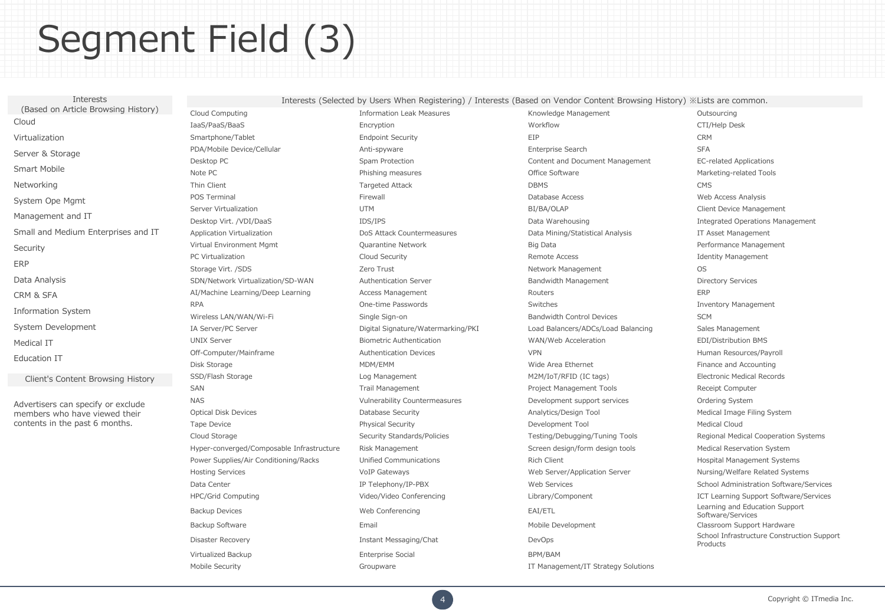# Segment Field (3)

| Interests (Based on Article Browsing History) |
| --- |
| Cloud |
| Virtualization |
| Server & Storage |
| Smart Mobile |
| Networking |
| System Ope Mgmt |
| Management and IT |
| Small and Medium Enterprises and IT |
| Security |
| ERP |
| Data Analysis |
| CRM & SFA |
| Information System |
| System Development |
| Medical IT |
| Education IT |

| Client's Content Browsing History |
| --- |
| Advertisers can specify or exclude members who have viewed their contents in the past 6 months. |

| Interests (Selected by Users When Registering) / Interests (Based on Vendor Content Browsing History) ※Lists are common. | | | |
| --- | --- | --- | --- |
| Cloud Computing | Information Leak Measures | Knowledge Management | Outsourcing |
| IaaS/PaaS/BaaS | Encryption | Workflow | CTI/Help Desk |
| Smartphone/Tablet | Endpoint Security | EIP | CRM |
| PDA/Mobile Device/Cellular | Anti-spyware | Enterprise Search | SFA |
| Desktop PC | Spam Protection | Content and Document Management | EC-related Applications |
| Note PC | Phishing measures | Office Software | Marketing-related Tools |
| Thin Client | Targeted Attack | DBMS | CMS |
| POS Terminal | Firewall | Database Access | Web Access Analysis |
| Server Virtualization | UTM | BI/BA/OLAP | Client Device Management |
| Desktop Virt. /VDI/DaaS | IDS/IPS | Data Warehousing | Integrated Operations Management |
| Application Virtualization | DoS Attack Countermeasures | Data Mining/Statistical Analysis | IT Asset Management |
| Virtual Environment Mgmt | Quarantine Network | Big Data | Performance Management |
| PC Virtualization | Cloud Security | Remote Access | Identity Management |
| Storage Virt. /SDS | Zero Trust | Network Management | OS |
| SDN/Network Virtualization/SD-WAN | Authentication Server | Bandwidth Management | Directory Services |
| AI/Machine Learning/Deep Learning | Access Management | Routers | ERP |
| RPA | One-time Passwords | Switches | Inventory Management |
| Wireless LAN/WAN/Wi-Fi | Single Sign-on | Bandwidth Control Devices | SCM |
| IA Server/PC Server | Digital Signature/Watermarking/PKI | Load Balancers/ADCs/Load Balancing | Sales Management |
| UNIX Server | Biometric Authentication | WAN/Web Acceleration | EDI/Distribution BMS |
| Off-Computer/Mainframe | Authentication Devices | VPN | Human Resources/Payroll |
| Disk Storage | MDM/EMM | Wide Area Ethernet | Finance and Accounting |
| SSD/Flash Storage | Log Management | M2M/IoT/RFID (IC tags) | Electronic Medical Records |
| SAN | Trail Management | Project Management Tools | Receipt Computer |
| NAS | Vulnerability Countermeasures | Development support services | Ordering System |
| Optical Disk Devices | Database Security | Analytics/Design Tool | Medical Image Filing System |
| Tape Device | Physical Security | Development Tool | Medical Cloud |
| Cloud Storage | Security Standards/Policies | Testing/Debugging/Tuning Tools | Regional Medical Cooperation Systems |
| Hyper-converged/Composable Infrastructure | Risk Management | Screen design/form design tools | Medical Reservation System |
| Power Supplies/Air Conditioning/Racks | Unified Communications | Rich Client | Hospital Management Systems |
| Hosting Services | VoIP Gateways | Web Server/Application Server | Nursing/Welfare Related Systems |
| Data Center | IP Telephony/IP-PBX | Web Services | School Administration Software/Services |
| HPC/Grid Computing | Video/Video Conferencing | Library/Component | ICT Learning Support Software/Services |
| Backup Devices | Web Conferencing | EAI/ETL | Learning and Education Support Software/Services |
| Backup Software | Email | Mobile Development | Classroom Support Hardware |
| Disaster Recovery | Instant Messaging/Chat | DevOps | School Infrastructure Construction Support Products |
| Virtualized Backup | Enterprise Social | BPM/BAM | |
| Mobile Security | Groupware | IT Management/IT Strategy Solutions | |

Copyright © ITmedia Inc.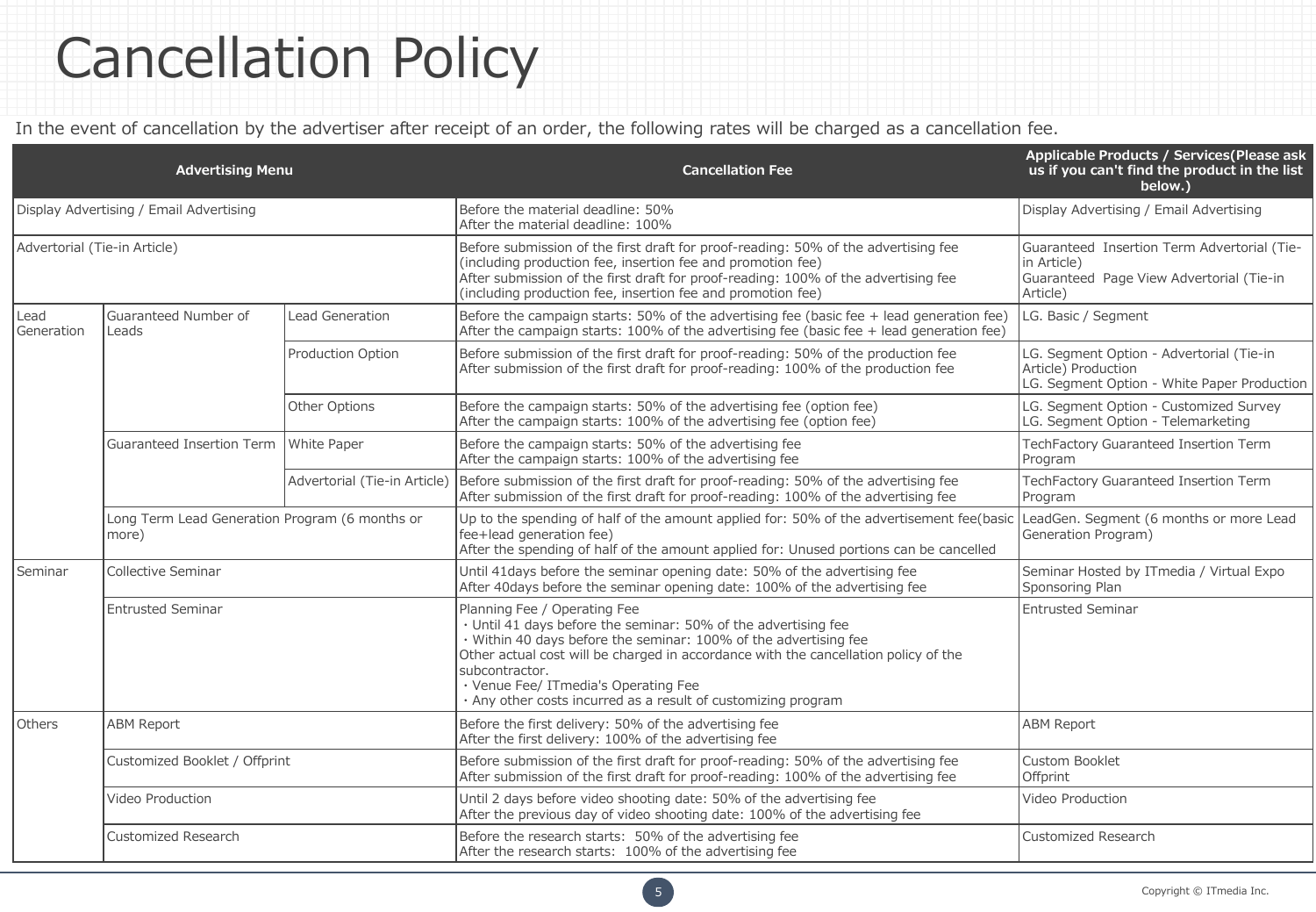# Cancellation Policy

In the event of cancellation by the advertiser after receipt of an order, the following rates will be charged as a cancellation fee.

| Advertising Menu | | | Cancellation Fee | Applicable Products / Services(Please ask us if you can't find the product in the list below.) |
|---|---|---|---|---|
| Display Advertising / Email Advertising | | | Before the material deadline: 50%<br>After the material deadline: 100% | Display Advertising / Email Advertising |
| Advertorial (Tie-in Article) | | | Before submission of the first draft for proof-reading: 50% of the advertising fee (including production fee, insertion fee and promotion fee)<br>After submission of the first draft for proof-reading: 100% of the advertising fee (including production fee, insertion fee and promotion fee) | Guaranteed Insertion Term Advertorial (Tie-in Article)<br>Guaranteed Page View Advertorial (Tie-in Article) |
| Lead Generation | Guaranteed Number of Leads | Lead Generation | Before the campaign starts: 50% of the advertising fee (basic fee + lead generation fee)<br>After the campaign starts: 100% of the advertising fee (basic fee + lead generation fee) | LG. Basic / Segment |
| | | Production Option | Before submission of the first draft for proof-reading: 50% of the production fee<br>After submission of the first draft for proof-reading: 100% of the production fee | LG. Segment Option - Advertorial (Tie-in Article) Production<br>LG. Segment Option - White Paper Production |
| | | Other Options | Before the campaign starts: 50% of the advertising fee (option fee)<br>After the campaign starts: 100% of the advertising fee (option fee) | LG. Segment Option - Customized Survey<br>LG. Segment Option - Telemarketing |
| | Guaranteed Insertion Term | White Paper | Before the campaign starts: 50% of the advertising fee<br>After the campaign starts: 100% of the advertising fee | TechFactory Guaranteed Insertion Term Program |
| | | Advertorial (Tie-in Article) | Before submission of the first draft for proof-reading: 50% of the advertising fee<br>After submission of the first draft for proof-reading: 100% of the advertising fee | TechFactory Guaranteed Insertion Term Program |
| | Long Term Lead Generation Program (6 months or more) | | Up to the spending of half of the amount applied for: 50% of the advertisement fee(basic fee+lead generation fee)<br>After the spending of half of the amount applied for: Unused portions can be cancelled | LeadGen. Segment (6 months or more Lead Generation Program) |
| Seminar | Collective Seminar | | Until 41days before the seminar opening date: 50% of the advertising fee<br>After 40days before the seminar opening date: 100% of the advertising fee | Seminar Hosted by ITmedia / Virtual Expo Sponsoring Plan |
| | Entrusted Seminar | | Planning Fee / Operating Fee<br>・Until 41 days before the seminar: 50% of the advertising fee<br>・Within 40 days before the seminar: 100% of the advertising fee<br>Other actual cost will be charged in accordance with the cancellation policy of the subcontractor.<br>・Venue Fee/ ITmedia's Operating Fee<br>・Any other costs incurred as a result of customizing program | Entrusted Seminar |
| Others | ABM Report | | Before the first delivery: 50% of the advertising fee<br>After the first delivery: 100% of the advertising fee | ABM Report |
| | Customized Booklet / Offprint | | Before submission of the first draft for proof-reading: 50% of the advertising fee<br>After submission of the first draft for proof-reading: 100% of the advertising fee | Custom Booklet<br>Offprint |
| | Video Production | | Until 2 days before video shooting date: 50% of the advertising fee<br>After the previous day of video shooting date: 100% of the advertising fee | Video Production |
| | Customized Research | | Before the research starts: 50% of the advertising fee<br>After the research starts: 100% of the advertising fee | Customized Research |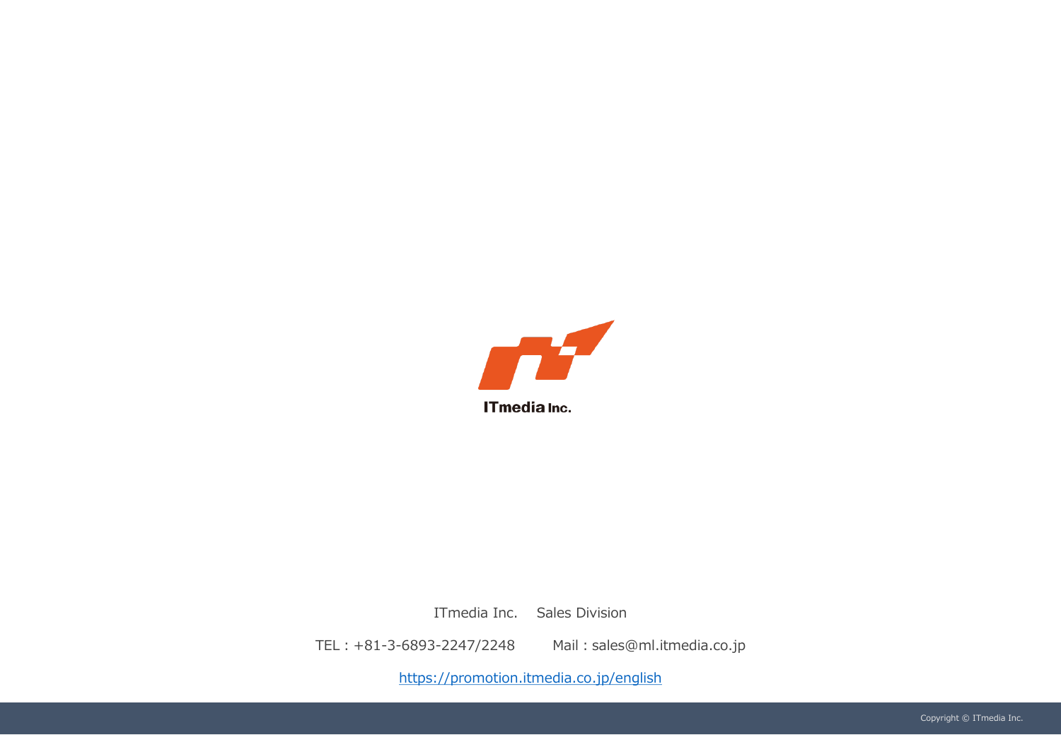ITmedia Inc.

ITmedia Inc.　Sales Division

TEL : +81-3-6893-2247/2248　　Mail : sales@ml.itmedia.co.jp

https://promotion.itmedia.co.jp/english